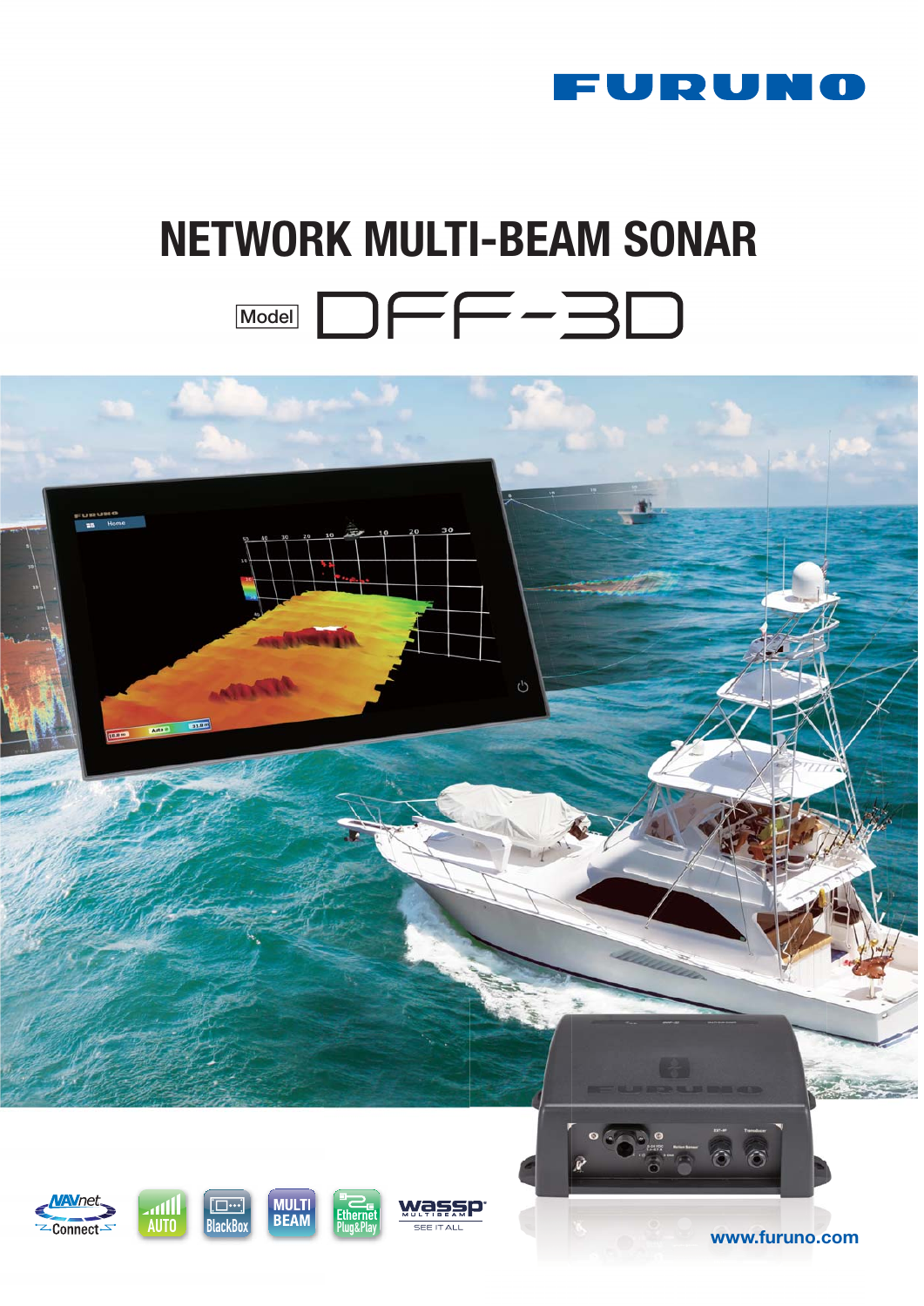FURUNO

# NETWORK MULTI-BEAM SONAR

Model DFF-3D

NAVnet Connect · AUTO · BlackBox · MULTI BEAM · Ethernet Plug&Play · wassp MULTIBEAM SEE IT ALL

www.furuno.com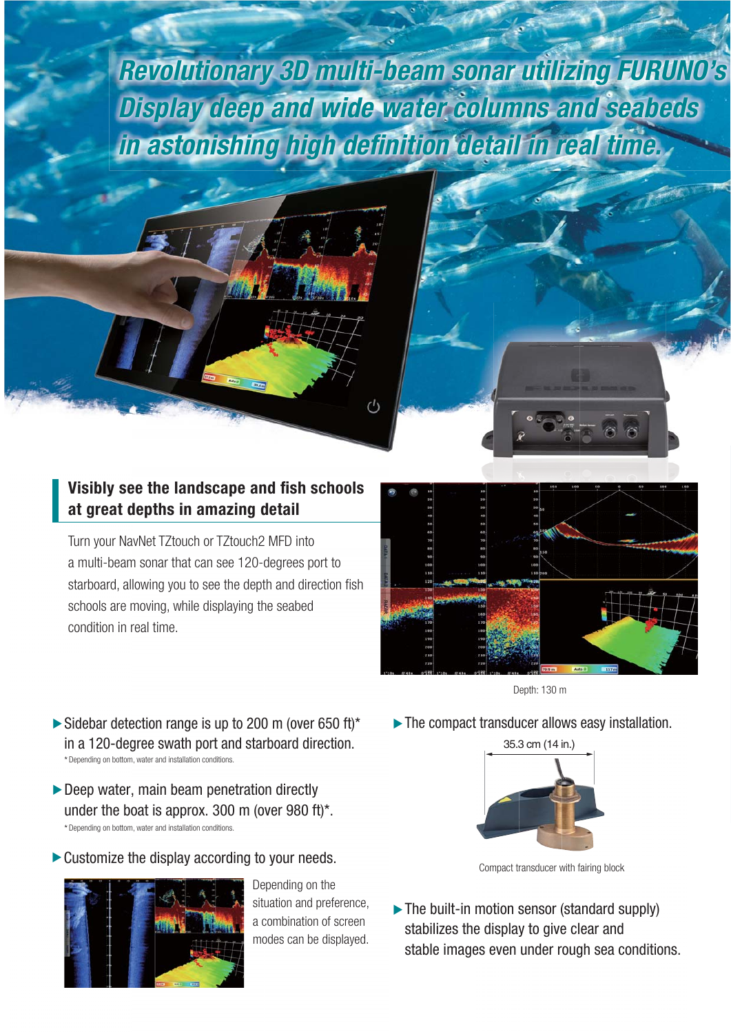# Revolutionary 3D multi-beam sonar utilizing FURUNO's Display deep and wide water columns and seabeds in astonishing high definition detail in real time.

## Visibly see the landscape and fish schools at great depths in amazing detail

Turn your NavNet TZtouch or TZtouch2 MFD into a multi-beam sonar that can see 120-degrees port to starboard, allowing you to see the depth and direction fish schools are moving, while displaying the seabed condition in real time.

Depth: 130 m

- ▶ Sidebar detection range is up to 200 m (over 650 ft)* in a 120-degree swath port and starboard direction.

  * Depending on bottom, water and installation conditions.

- ▶ Deep water, main beam penetration directly under the boat is approx. 300 m (over 980 ft)*.

  * Depending on bottom, water and installation conditions.

- ▶ Customize the display according to your needs.

  Depending on the situation and preference, a combination of screen modes can be displayed.

- ▶ The compact transducer allows easy installation.

  35.3 cm (14 in.)

  Compact transducer with fairing block

- ▶ The built-in motion sensor (standard supply) stabilizes the display to give clear and stable images even under rough sea conditions.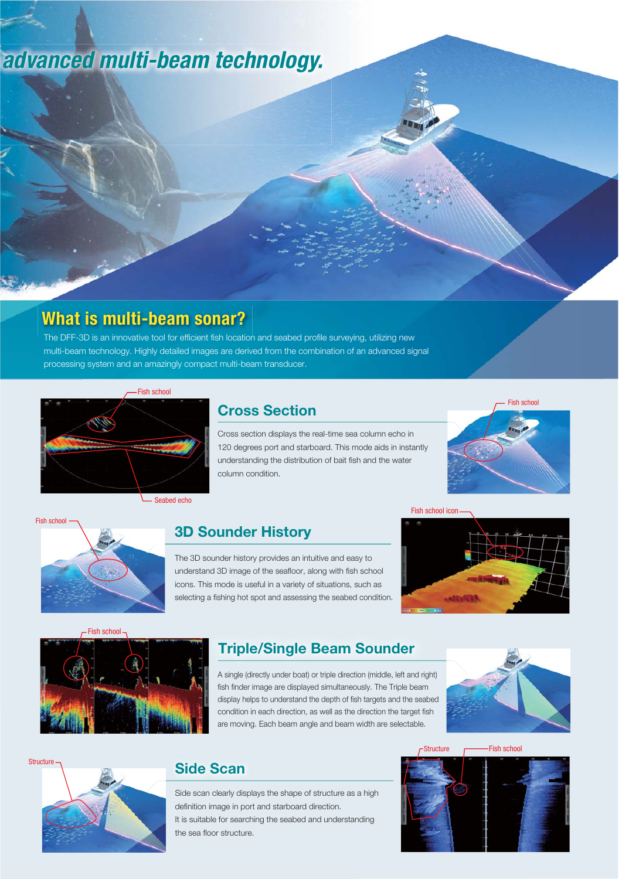# advanced multi-beam technology.

## What is multi-beam sonar?

The DFF-3D is an innovative tool for efficient fish location and seabed profile surveying, utilizing new multi-beam technology. Highly detailed images are derived from the combination of an advanced signal processing system and an amazingly compact multi-beam transducer.

### Cross Section

Cross section displays the real-time sea column echo in 120 degrees port and starboard. This mode aids in instantly understanding the distribution of bait fish and the water column condition.

### 3D Sounder History

The 3D sounder history provides an intuitive and easy to understand 3D image of the seafloor, along with fish school icons. This mode is useful in a variety of situations, such as selecting a fishing hot spot and assessing the seabed condition.

### Triple/Single Beam Sounder

A single (directly under boat) or triple direction (middle, left and right) fish finder image are displayed simultaneously. The Triple beam display helps to understand the depth of fish targets and the seabed condition in each direction, as well as the direction the target fish are moving. Each beam angle and beam width are selectable.

### Side Scan

Side scan clearly displays the shape of structure as a high definition image in port and starboard direction.
It is suitable for searching the seabed and understanding the sea floor structure.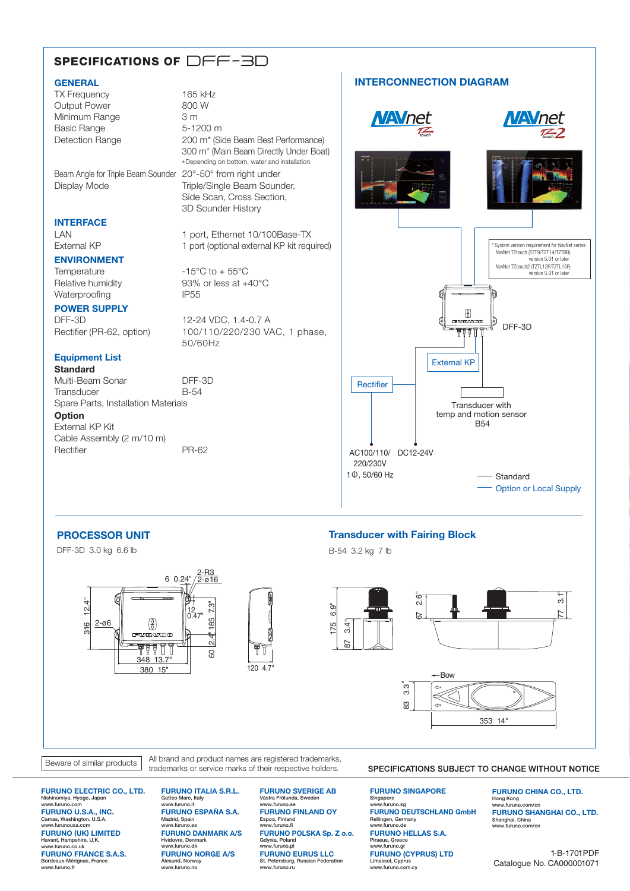# SPECIFICATIONS OF DFF-3D

## GENERAL

| | |
|---|---|
| TX Frequency | 165 kHz |
| Output Power | 800 W |
| Minimum Range | 3 m |
| Basic Range | 5-1200 m |
| Detection Range | 200 m* (Side Beam Best Performance)<br>300 m* (Main Beam Directly Under Boat)<br>*Depending on bottom, water and installation. |
| Beam Angle for Triple Beam Sounder | 20°-50° from right under |
| Display Mode | Triple/Single Beam Sounder, Side Scan, Cross Section, 3D Sounder History |

## INTERFACE

| | |
|---|---|
| LAN | 1 port, Ethernet 10/100Base-TX |
| External KP | 1 port (optional external KP kit required) |

## ENVIRONMENT

| | |
|---|---|
| Temperature | -15°C to + 55°C |
| Relative humidity | 93% or less at +40°C |
| Waterproofing | IP55 |

## POWER SUPPLY

| | |
|---|---|
| DFF-3D | 12-24 VDC, 1.4-0.7 A |
| Rectifier (PR-62, option) | 100/110/220/230 VAC, 1 phase, 50/60Hz |

## Equipment List

**Standard**

| | |
|---|---|
| Multi-Beam Sonar | DFF-3D |
| Transducer | B-54 |
| Spare Parts, Installation Materials | |

**Option**

| | |
|---|---|
| External KP Kit | |
| Cable Assembly (2 m/10 m) | |
| Rectifier | PR-62 |

## INTERCONNECTION DIAGRAM

NAVnet TZtouch

NAVnet TZtouch2

* System version requirement for NavNet series:
NavNet TZtouch (TZT9/TZT14/TZTBB) version 5.01 or later
NavNet TZtouch2 (TZTL12F/TZTL15F) version 5.01 or later

DFF-3D

External KP

Rectifier

Transducer with temp and motion sensor B54

AC100/110/220/230V 1Φ, 50/60 Hz

DC12-24V

Standard

Option or Local Supply

## PROCESSOR UNIT

DFF-3D 3.0 kg 6.6 lb

2-R3
6 0.24"
2-ø16
316 12.4"
2-ø6
12 0.47"
185 7.3"
60 2.4"
348 13.7"
380 15"
120 4.7"

## Transducer with Fairing Block

B-54 3.2 kg 7 lb

175 6.9"
87 3.4"
67 2.6"
77 3.1"
Bow
83 3.3"
353 14"

Beware of similar products

All brand and product names are registered trademarks, trademarks or service marks of their respective holders.

SPECIFICATIONS SUBJECT TO CHANGE WITHOUT NOTICE

**FURUNO ELECTRIC CO., LTD.**
Nishinomiya, Hyogo, Japan
www.furuno.com

**FURUNO U.S.A., INC.**
Camas, Washington, U.S.A.
www.furunousa.com

**FURUNO (UK) LIMITED**
Havant, Hampshire, U.K.
www.furuno.co.uk

**FURUNO FRANCE S.A.S.**
Bordeaux-Mérignac, France
www.furuno.fr

**FURUNO ITALIA S.R.L.**
Gatteo Mare, Italy
www.furuno.it

**FURUNO ESPAÑA S.A.**
Madrid, Spain
www.furuno.es

**FURUNO DANMARK A/S**
Hvidovre, Denmark
www.furuno.dk

**FURUNO NORGE A/S**
Ålesund, Norway
www.furuno.no

**FURUNO SVERIGE AB**
Västra Frölunda, Sweden
www.furuno.se

**FURUNO FINLAND OY**
Espoo, Finland
www.furuno.fi

**FURUNO POLSKA Sp. Z o.o.**
Gdynia, Poland
www.furuno.pl

**FURUNO EURUS LLC**
St. Petersburg, Russian Federation
www.furuno.ru

**FURUNO SINGAPORE**
Singapore
www.furuno.sg

**FURUNO DEUTSCHLAND GmbH**
Rellingen, Germany
www.furuno.de

**FURUNO HELLAS S.A.**
Piraeus, Greece
www.furuno.gr

**FURUNO (CYPRUS) LTD**
Limassol, Cyprus
www.furuno.com.cy

**FURUNO CHINA CO., LTD.**
Hong Kong
www.furuno.com/cn

**FURUNO SHANGHAI CO., LTD.**
Shanghai, China
www.furuno.com/cn

1-B-1701PDF
Catalogue No. CA000001071